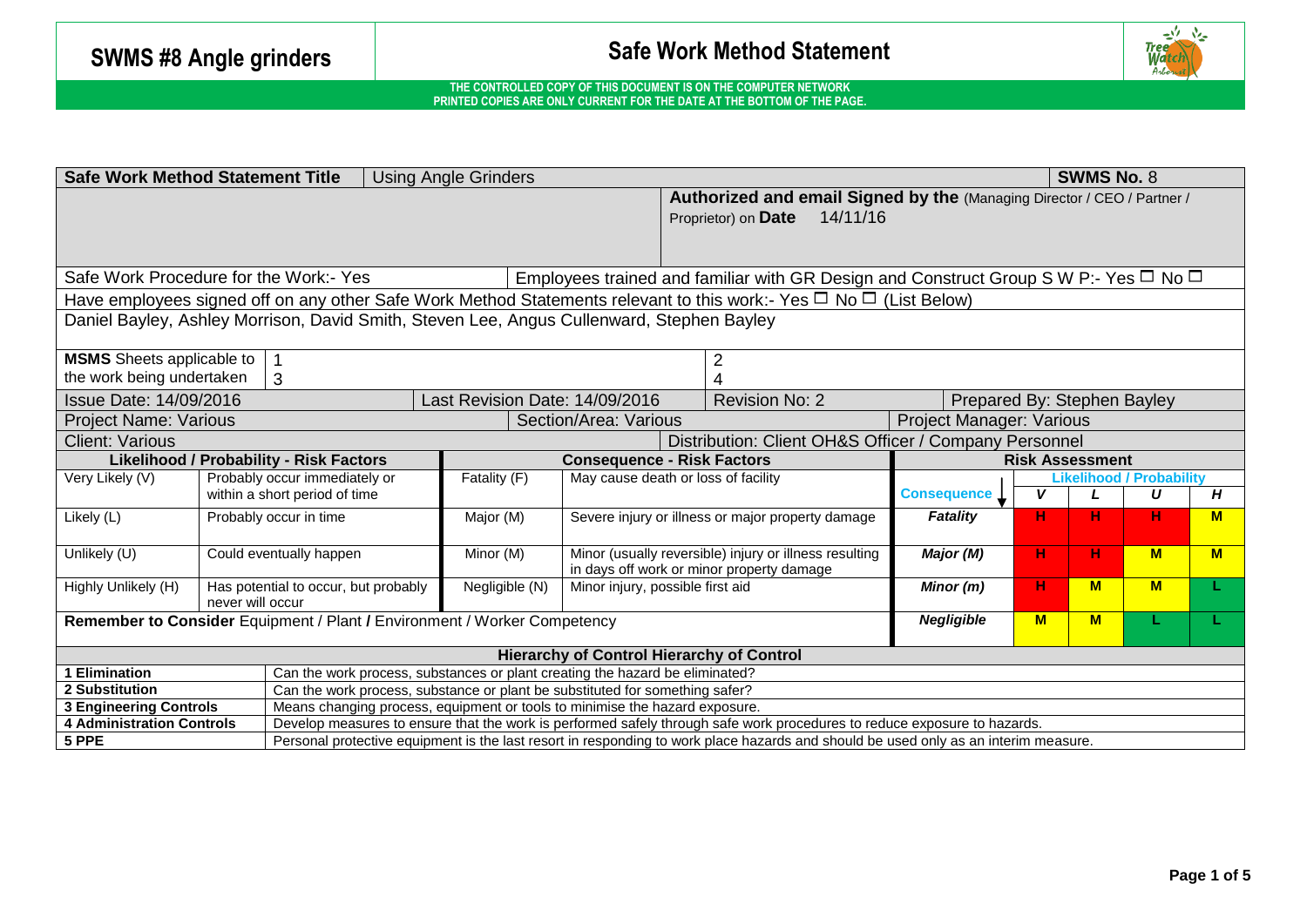# SWMS #8 Angle grinders

## Safe Work Method Statement

THE CONTROLLED COPY OF THIS DOCUMENT IS ON THE COMPUTER NETWORK
PRINTED COPIES ARE ONLY CURRENT FOR THE DATE AT THE BOTTOM OF THE PAGE.

| **Safe Work Method Statement Title** | Using Angle Grinders | **SWMS No.** 8 |
|---|---|---|
| | **Authorized and email Signed by the** (Managing Director / CEO / Partner / Proprietor) on **Date** 14/11/16 | |

Safe Work Procedure for the Work:- Yes | Employees trained and familiar with GR Design and Construct Group S W P:- Yes ☐ No ☐

Have employees signed off on any other Safe Work Method Statements relevant to this work:- Yes ☐ No ☐ (List Below)

Daniel Bayley, Ashley Morrison, David Smith, Steven Lee, Angus Cullenward, Stephen Bayley

| **MSMS** Sheets applicable to the work being undertaken | 1 | 2 |
|---|---|---|
| | 3 | 4 |

| Issue Date: 14/09/2016 | Last Revision Date: 14/09/2016 | Revision No: 2 | Prepared By: Stephen Bayley |
|---|---|---|---|
| Project Name: Various | Section/Area: Various | Project Manager: Various | |
| Client: Various | Distribution: Client OH&S Officer / Company Personnel | | |

| **Likelihood / Probability - Risk Factors** | | **Consequence - Risk Factors** | | **Risk Assessment** | | | | |
|---|---|---|---|---|---|---|---|---|
| | | | | **Consequence ↓** | **Likelihood / Probability** | | | |
| | | | | | **V** | **L** | **U** | **H** |
| Very Likely (V) | Probably occur immediately or within a short period of time | Fatality (F) | May cause death or loss of facility | | | | | |
| Likely (L) | Probably occur in time | Major (M) | Severe injury or illness or major property damage | ***Fatality*** | H | H | H | M |
| Unlikely (U) | Could eventually happen | Minor (M) | Minor (usually reversible) injury or illness resulting in days off work or minor property damage | ***Major (M)*** | H | H | M | M |
| Highly Unlikely (H) | Has potential to occur, but probably never will occur | Negligible (N) | Minor injury, possible first aid | ***Minor (m)*** | H | M | M | L |
| **Remember to Consider** Equipment / Plant **/** Environment / Worker Competency | | | | ***Negligible*** | M | M | L | L |

| **Hierarchy of Control Hierarchy of Control** | |
|---|---|
| **1 Elimination** | Can the work process, substances or plant creating the hazard be eliminated? |
| **2 Substitution** | Can the work process, substance or plant be substituted for something safer? |
| **3 Engineering Controls** | Means changing process, equipment or tools to minimise the hazard exposure. |
| **4 Administration Controls** | Develop measures to ensure that the work is performed safely through safe work procedures to reduce exposure to hazards. |
| **5 PPE** | Personal protective equipment is the last resort in responding to work place hazards and should be used only as an interim measure. |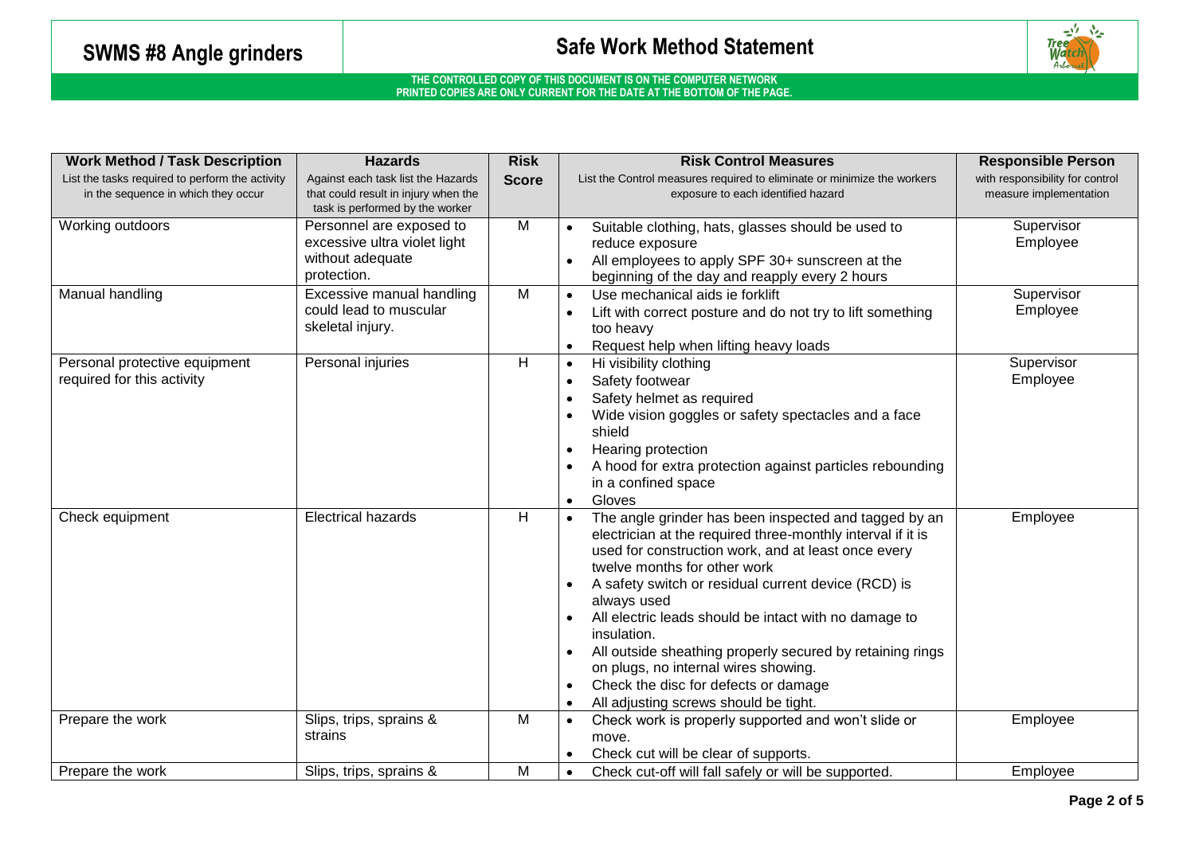# SWMS #8 Angle grinders

## Safe Work Method Statement

**THE CONTROLLED COPY OF THIS DOCUMENT IS ON THE COMPUTER NETWORK**
**PRINTED COPIES ARE ONLY CURRENT FOR THE DATE AT THE BOTTOM OF THE PAGE.**

| **Work Method / Task Description**<br>List the tasks required to perform the activity in the sequence in which they occur | **Hazards**<br>Against each task list the Hazards that could result in injury when the task is performed by the worker | **Risk Score** | **Risk Control Measures**<br>List the Control measures required to eliminate or minimize the workers exposure to each identified hazard | **Responsible Person**<br>with responsibility for control measure implementation |
|---|---|---|---|---|
| Working outdoors | Personnel are exposed to excessive ultra violet light without adequate protection. | M | • Suitable clothing, hats, glasses should be used to reduce exposure<br>• All employees to apply SPF 30+ sunscreen at the beginning of the day and reapply every 2 hours | Supervisor<br>Employee |
| Manual handling | Excessive manual handling could lead to muscular skeletal injury. | M | • Use mechanical aids ie forklift<br>• Lift with correct posture and do not try to lift something too heavy<br>• Request help when lifting heavy loads | Supervisor<br>Employee |
| Personal protective equipment required for this activity | Personal injuries | H | • Hi visibility clothing<br>• Safety footwear<br>• Safety helmet as required<br>• Wide vision goggles or safety spectacles and a face shield<br>• Hearing protection<br>• A hood for extra protection against particles rebounding in a confined space<br>• Gloves | Supervisor<br>Employee |
| Check equipment | Electrical hazards | H | • The angle grinder has been inspected and tagged by an electrician at the required three-monthly interval if it is used for construction work, and at least once every twelve months for other work<br>• A safety switch or residual current device (RCD) is always used<br>• All electric leads should be intact with no damage to insulation.<br>• All outside sheathing properly secured by retaining rings on plugs, no internal wires showing.<br>• Check the disc for defects or damage<br>• All adjusting screws should be tight. | Employee |
| Prepare the work | Slips, trips, sprains & strains | M | • Check work is properly supported and won't slide or move.<br>• Check cut will be clear of supports. | Employee |
| Prepare the work | Slips, trips, sprains & | M | • Check cut-off will fall safely or will be supported. | Employee |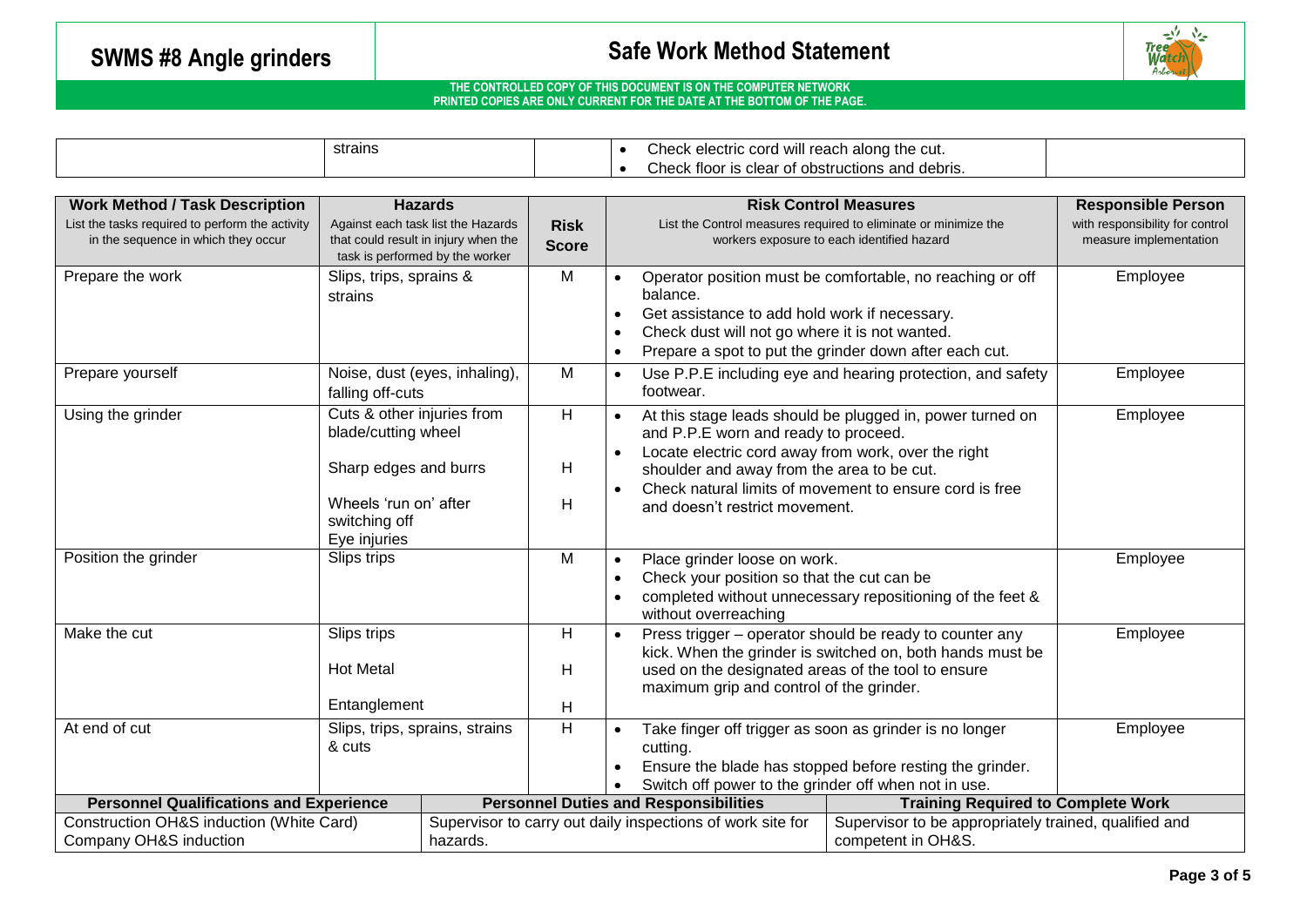# SWMS #8 Angle grinders

## Safe Work Method Statement

**THE CONTROLLED COPY OF THIS DOCUMENT IS ON THE COMPUTER NETWORK**
**PRINTED COPIES ARE ONLY CURRENT FOR THE DATE AT THE BOTTOM OF THE PAGE.**

| | | | | |
|---|---|---|---|---|
| | strains | | • Check electric cord will reach along the cut.<br>• Check floor is clear of obstructions and debris. | |

| **Work Method / Task Description**<br>List the tasks required to perform the activity in the sequence in which they occur | **Hazards**<br>Against each task list the Hazards that could result in injury when the task is performed by the worker | **Risk Score** | **Risk Control Measures**<br>List the Control measures required to eliminate or minimize the workers exposure to each identified hazard | **Responsible Person**<br>with responsibility for control measure implementation |
|---|---|---|---|---|
| Prepare the work | Slips, trips, sprains & strains | M | • Operator position must be comfortable, no reaching or off balance.<br>• Get assistance to add hold work if necessary.<br>• Check dust will not go where it is not wanted.<br>• Prepare a spot to put the grinder down after each cut. | Employee |
| Prepare yourself | Noise, dust (eyes, inhaling), falling off-cuts | M | • Use P.P.E including eye and hearing protection, and safety footwear. | Employee |
| Using the grinder | Cuts & other injuries from blade/cutting wheel<br><br>Sharp edges and burrs<br><br>Wheels 'run on' after switching off<br>Eye injuries | H<br><br>H<br><br>H | • At this stage leads should be plugged in, power turned on and P.P.E worn and ready to proceed.<br>• Locate electric cord away from work, over the right shoulder and away from the area to be cut.<br>• Check natural limits of movement to ensure cord is free and doesn't restrict movement. | Employee |
| Position the grinder | Slips trips | M | • Place grinder loose on work.<br>• Check your position so that the cut can be<br>• completed without unnecessary repositioning of the feet & without overreaching | Employee |
| Make the cut | Slips trips<br><br>Hot Metal<br><br>Entanglement | H<br><br>H<br><br>H | • Press trigger – operator should be ready to counter any kick. When the grinder is switched on, both hands must be used on the designated areas of the tool to ensure maximum grip and control of the grinder. | Employee |
| At end of cut | Slips, trips, sprains, strains & cuts | H | • Take finger off trigger as soon as grinder is no longer cutting.<br>• Ensure the blade has stopped before resting the grinder.<br>• Switch off power to the grinder off when not in use. | Employee |

| **Personnel Qualifications and Experience** | **Personnel Duties and Responsibilities** | **Training Required to Complete Work** |
|---|---|---|
| Construction OH&S induction (White Card)<br>Company OH&S induction | Supervisor to carry out daily inspections of work site for hazards. | Supervisor to be appropriately trained, qualified and competent in OH&S. |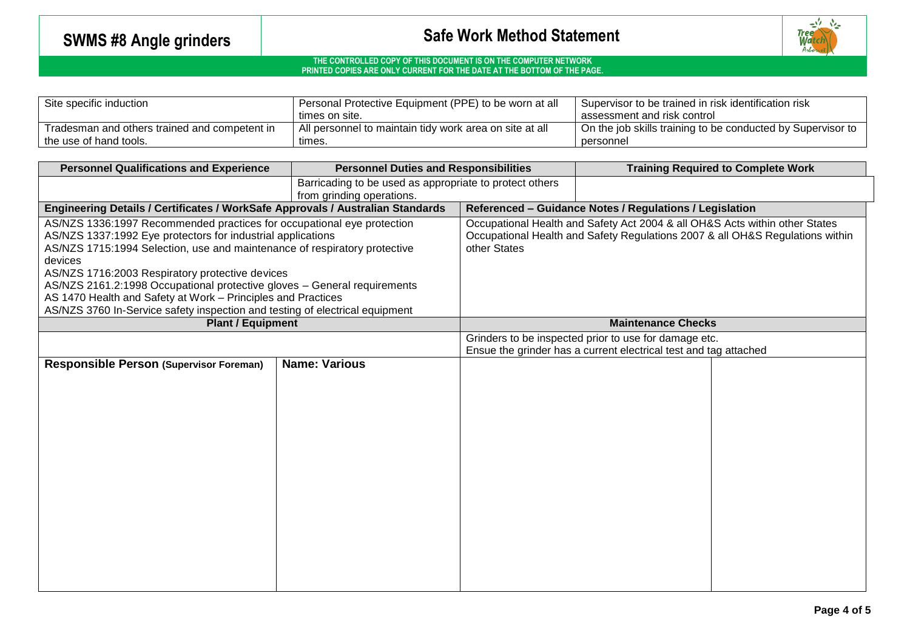# SWMS #8 Angle grinders

## Safe Work Method Statement

THE CONTROLLED COPY OF THIS DOCUMENT IS ON THE COMPUTER NETWORK
PRINTED COPIES ARE ONLY CURRENT FOR THE DATE AT THE BOTTOM OF THE PAGE.

| | | |
|---|---|---|
| Site specific induction | Personal Protective Equipment (PPE) to be worn at all times on site. | Supervisor to be trained in risk identification risk assessment and risk control |
| Tradesman and others trained and competent in the use of hand tools. | All personnel to maintain tidy work area on site at all times. | On the job skills training to be conducted by Supervisor to personnel |

| Personnel Qualifications and Experience | Personnel Duties and Responsibilities | Training Required to Complete Work |
|---|---|---|
| | Barricading to be used as appropriate to protect others from grinding operations. | |

| Engineering Details / Certificates / WorkSafe Approvals / Australian Standards | Referenced – Guidance Notes / Regulations / Legislation |
|---|---|
| AS/NZS 1336:1997 Recommended practices for occupational eye protection<br>AS/NZS 1337:1992 Eye protectors for industrial applications<br>AS/NZS 1715:1994 Selection, use and maintenance of respiratory protective devices<br>AS/NZS 1716:2003 Respiratory protective devices<br>AS/NZS 2161.2:1998 Occupational protective gloves – General requirements<br>AS 1470 Health and Safety at Work – Principles and Practices<br>AS/NZS 3760 In-Service safety inspection and testing of electrical equipment | Occupational Health and Safety Act 2004 & all OH&S Acts within other States<br>Occupational Health and Safety Regulations 2007 & all OH&S Regulations within other States |

| Plant / Equipment | Maintenance Checks |
|---|---|
| | Grinders to be inspected prior to use for damage etc.<br>Ensue the grinder has a current electrical test and tag attached |

| Responsible Person (Supervisor Foreman) | Name: Various | | |
|---|---|---|---|
| | | | |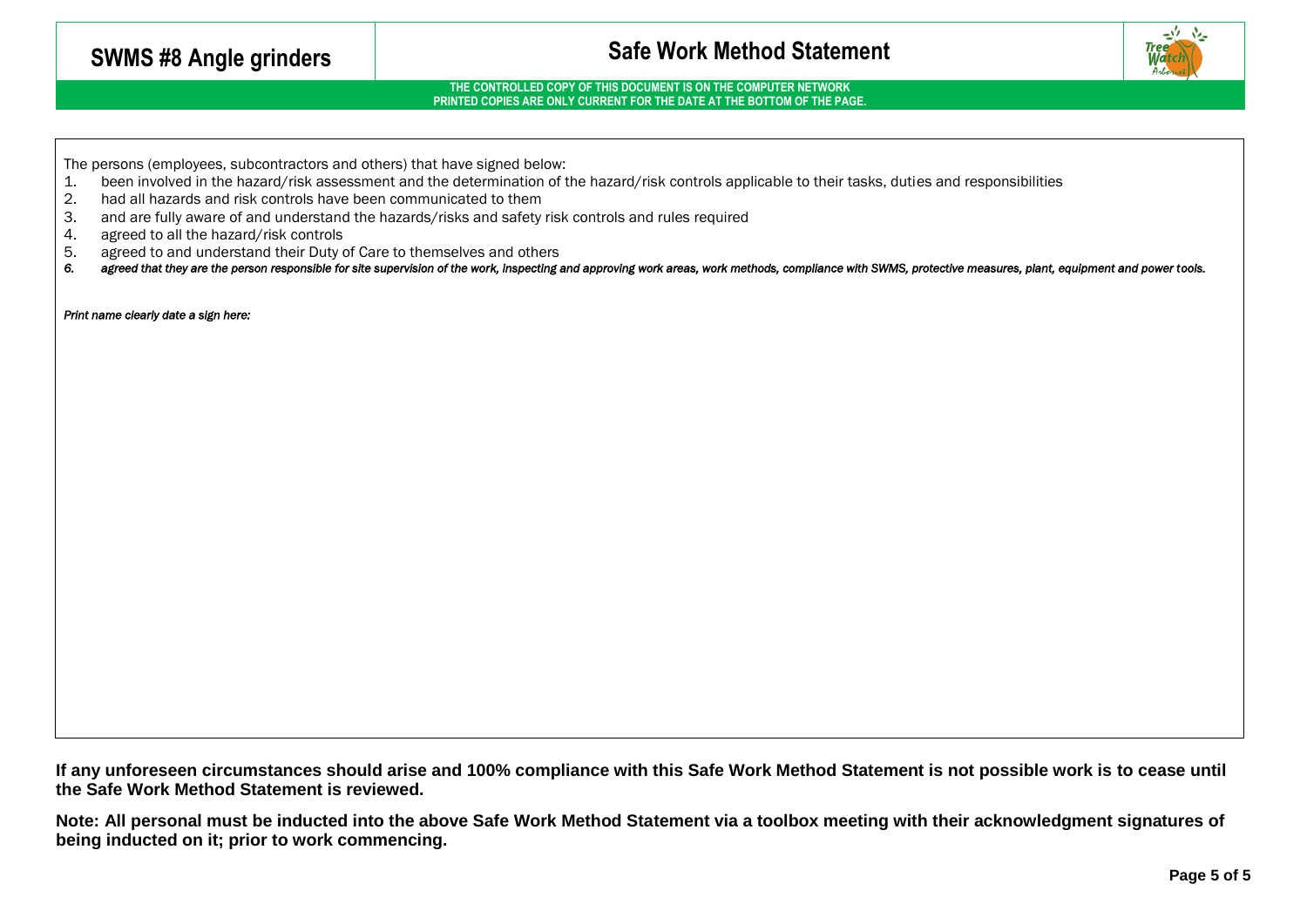The persons (employees, subcontractors and others) that have signed below:

1. been involved in the hazard/risk assessment and the determination of the hazard/risk controls applicable to their tasks, duties and responsibilities
2. had all hazards and risk controls have been communicated to them
3. and are fully aware of and understand the hazards/risks and safety risk controls and rules required
4. agreed to all the hazard/risk controls
5. agreed to and understand their Duty of Care to themselves and others
6. *agreed that they are the person responsible for site supervision of the work, inspecting and approving work areas, work methods, compliance with SWMS, protective measures, plant, equipment and power tools.*

*Print name clearly date a sign here:*

**If any unforeseen circumstances should arise and 100% compliance with this Safe Work Method Statement is not possible work is to cease until the Safe Work Method Statement is reviewed.**

**Note: All personal must be inducted into the above Safe Work Method Statement via a toolbox meeting with their acknowledgment signatures of being inducted on it; prior to work commencing.**